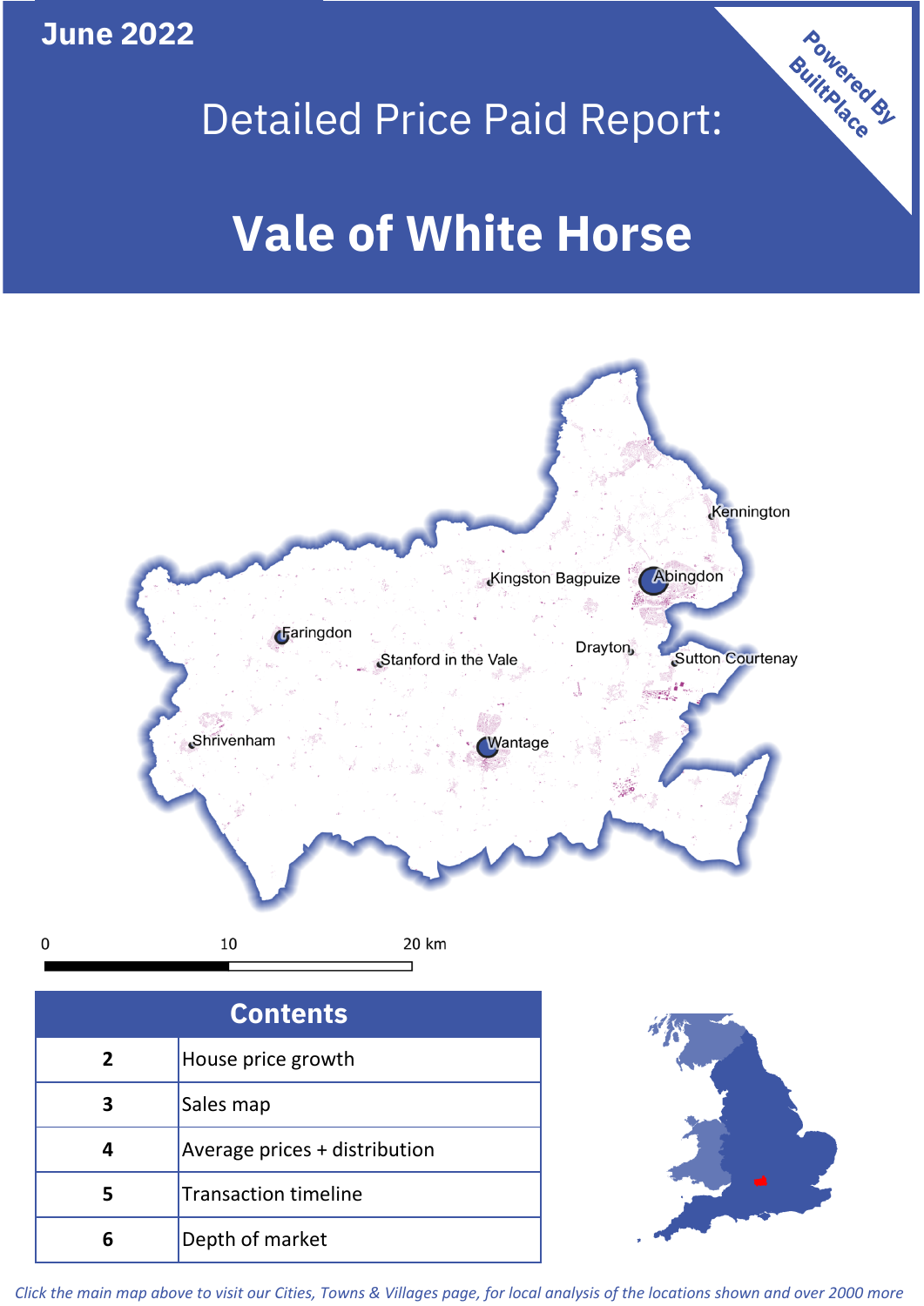June 2022

# Detailed Price Paid Report:

# Vale of White Horse

Powered By BuiltPlace

Kennington
Kingston Bagpuize
Abingdon
Faringdon
Drayton
Stanford in the Vale
Sutton Courtenay
Shrivenham
Wantage

0 10 20 km

| Contents | |
|---|---|
| 2 | House price growth |
| 3 | Sales map |
| 4 | Average prices + distribution |
| 5 | Transaction timeline |
| 6 | Depth of market |

*Click the main map above to visit our Cities, Towns & Villages page, for local analysis of the locations shown and over 2000 more*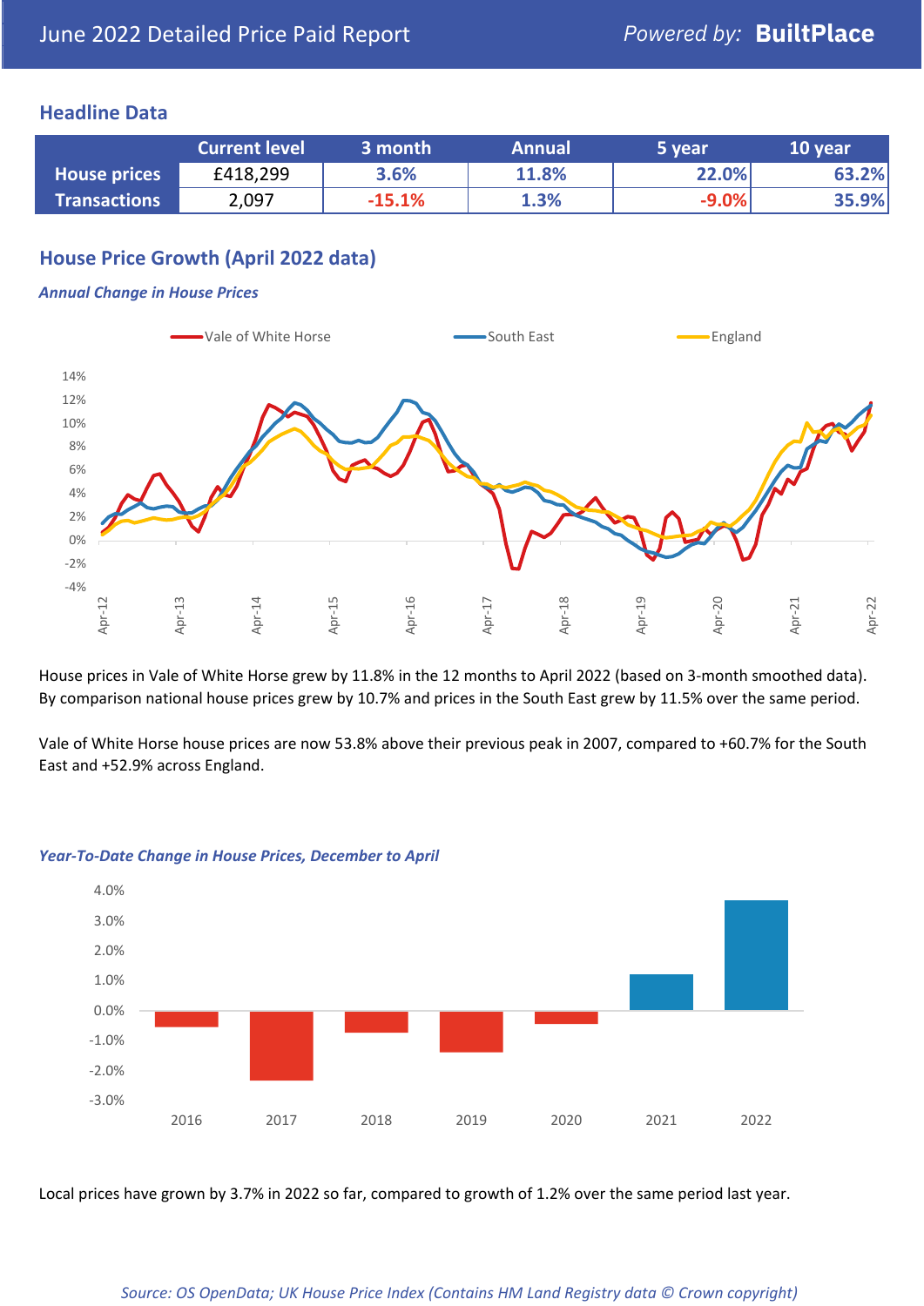June 2022 Detailed Price Paid Report — Powered by: **BuiltPlace**

## Headline Data

| | Current level | 3 month | Annual | 5 year | 10 year |
|---|---|---|---|---|---|
| **House prices** | £418,299 | 3.6% | 11.8% | 22.0% | 63.2% |
| **Transactions** | 2,097 | -15.1% | 1.3% | -9.0% | 35.9% |

## House Price Growth (April 2022 data)

### *Annual Change in House Prices*

House prices in Vale of White Horse grew by 11.8% in the 12 months to April 2022 (based on 3-month smoothed data). By comparison national house prices grew by 10.7% and prices in the South East grew by 11.5% over the same period.

Vale of White Horse house prices are now 53.8% above their previous peak in 2007, compared to +60.7% for the South East and +52.9% across England.

### *Year-To-Date Change in House Prices, December to April*

Local prices have grown by 3.7% in 2022 so far, compared to growth of 1.2% over the same period last year.

*Source: OS OpenData; UK House Price Index (Contains HM Land Registry data © Crown copyright)*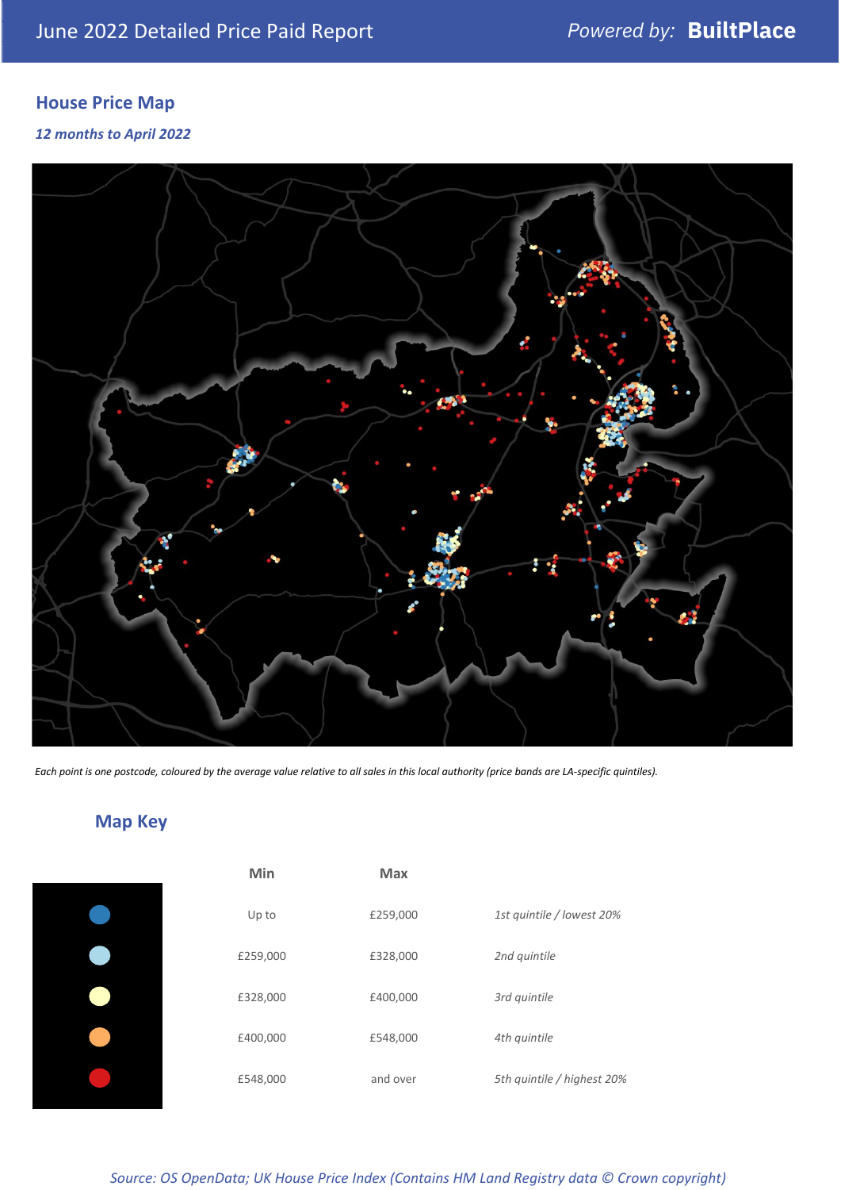## House Price Map

*12 months to April 2022*

*Each point is one postcode, coloured by the average value relative to all sales in this local authority (price bands are LA-specific quintiles).*

## Map Key

| | Min | Max | |
|---|---|---|---|
| | Up to | £259,000 | *1st quintile / lowest 20%* |
| | £259,000 | £328,000 | *2nd quintile* |
| | £328,000 | £400,000 | *3rd quintile* |
| | £400,000 | £548,000 | *4th quintile* |
| | £548,000 | and over | *5th quintile / highest 20%* |

*Source: OS OpenData; UK House Price Index (Contains HM Land Registry data © Crown copyright)*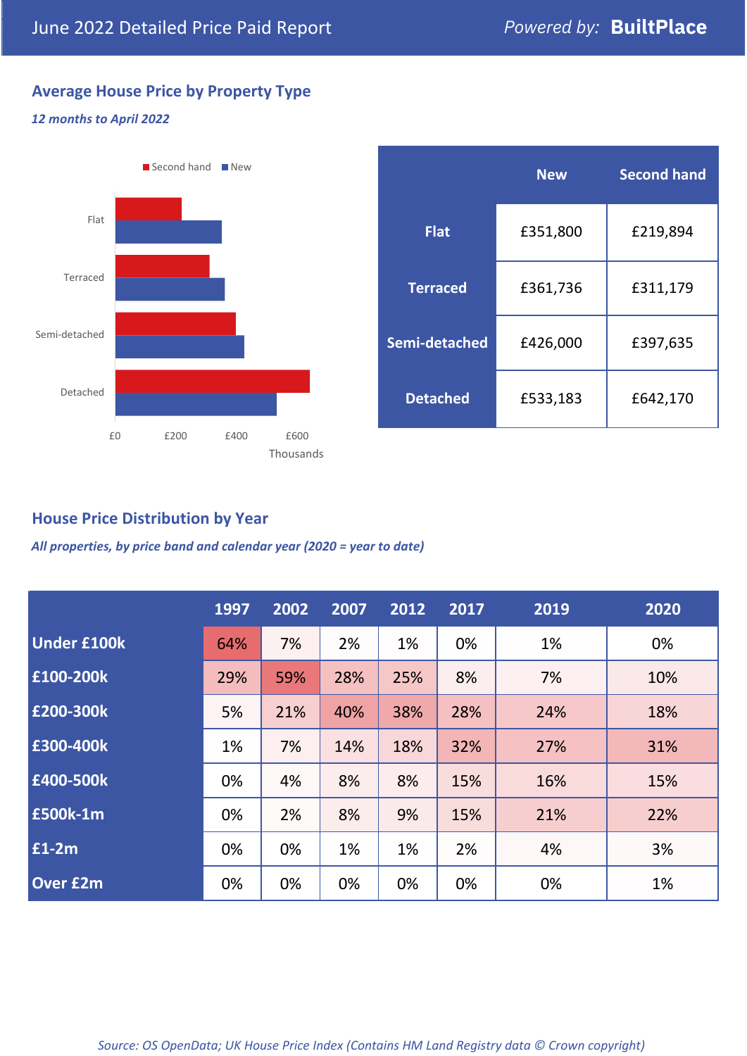June 2022 Detailed Price Paid Report

*Powered by:* **BuiltPlace**

## Average House Price by Property Type

***12 months to April 2022***

Second hand | New

Flat

Terraced

Semi-detached

Detached

£0 £200 £400 £600

Thousands

| | New | Second hand |
|---|---|---|
| **Flat** | £351,800 | £219,894 |
| **Terraced** | £361,736 | £311,179 |
| **Semi-detached** | £426,000 | £397,635 |
| **Detached** | £533,183 | £642,170 |

## House Price Distribution by Year

***All properties, by price band and calendar year (2020 = year to date)***

| | 1997 | 2002 | 2007 | 2012 | 2017 | 2019 | 2020 |
|---|---|---|---|---|---|---|---|
| **Under £100k** | 64% | 7% | 2% | 1% | 0% | 1% | 0% |
| **£100-200k** | 29% | 59% | 28% | 25% | 8% | 7% | 10% |
| **£200-300k** | 5% | 21% | 40% | 38% | 28% | 24% | 18% |
| **£300-400k** | 1% | 7% | 14% | 18% | 32% | 27% | 31% |
| **£400-500k** | 0% | 4% | 8% | 8% | 15% | 16% | 15% |
| **£500k-1m** | 0% | 2% | 8% | 9% | 15% | 21% | 22% |
| **£1-2m** | 0% | 0% | 1% | 1% | 2% | 4% | 3% |
| **Over £2m** | 0% | 0% | 0% | 0% | 0% | 0% | 1% |

*Source: OS OpenData; UK House Price Index (Contains HM Land Registry data © Crown copyright)*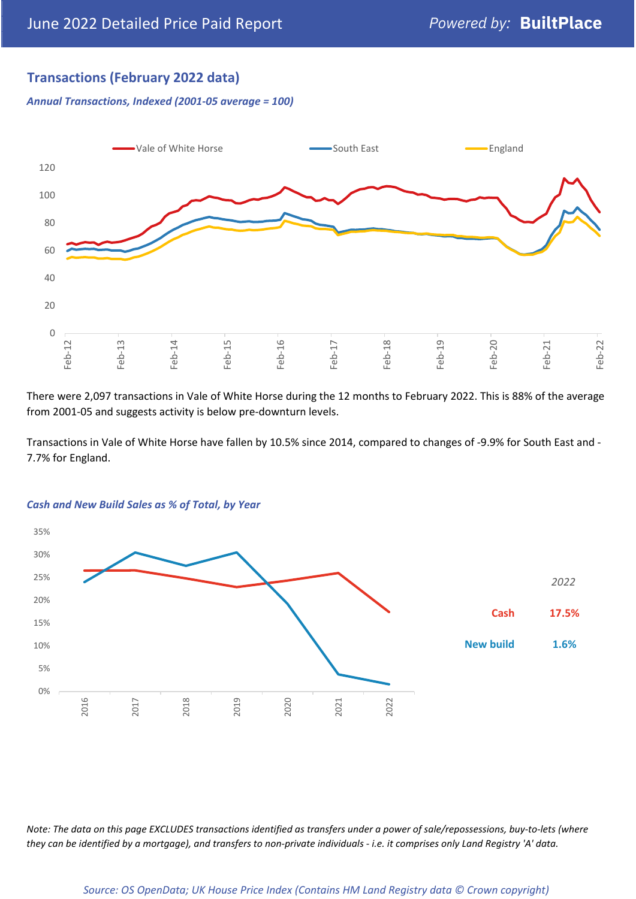## Transactions (February 2022 data)

### *Annual Transactions, Indexed (2001-05 average = 100)*

There were 2,097 transactions in Vale of White Horse during the 12 months to February 2022. This is 88% of the average from 2001-05 and suggests activity is below pre-downturn levels.

Transactions in Vale of White Horse have fallen by 10.5% since 2014, compared to changes of -9.9% for South East and -7.7% for England.

### *Cash and New Build Sales as % of Total, by Year*

| 2022 | |
|---|---|
| Cash | 17.5% |
| New build | 1.6% |

*Note: The data on this page EXCLUDES transactions identified as transfers under a power of sale/repossessions, buy-to-lets (where they can be identified by a mortgage), and transfers to non-private individuals - i.e. it comprises only Land Registry 'A' data.*

*Source: OS OpenData; UK House Price Index (Contains HM Land Registry data © Crown copyright)*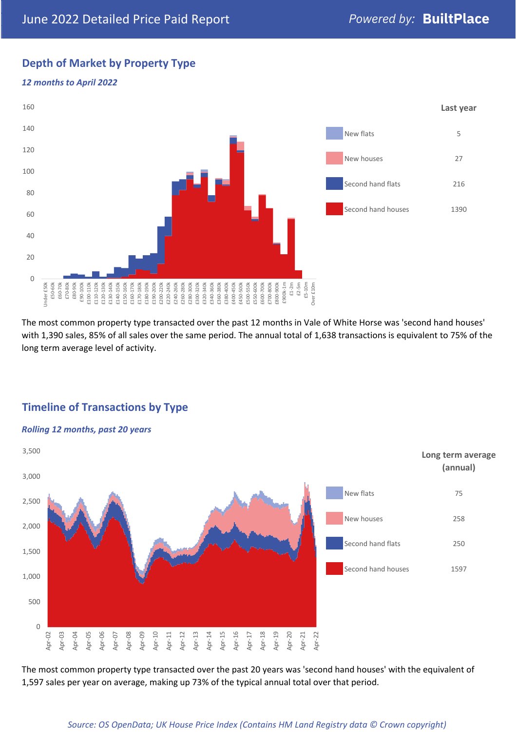June 2022 Detailed Price Paid Report

Powered by: **BuiltPlace**

## Depth of Market by Property Type

*12 months to April 2022*

0
20
40
60
80
100
120
140
160

Under £50k
£50-60k
£60-70k
£70-80k
£80-90k
£90-100k
£100-110k
£110-120k
£120-130k
£130-140k
£140-150k
£150-160k
£160-170k
£170-180k
£180-190k
£190-200k
£200-220k
£220-240k
£240-260k
£260-280k
£280-300k
£300-320k
£320-340k
£340-360k
£360-380k
£380-400k
£400-450k
£450-500k
£500-550k
£550-600k
£600-700k
£700-800k
£800-900k
£900k-1m
£1-2m
£2-5m
£5-10m
Over £10m

Last year

New flats 5

New houses 27

Second hand flats 216

Second hand houses 1390

The most common property type transacted over the past 12 months in Vale of White Horse was 'second hand houses' with 1,390 sales, 85% of all sales over the same period. The annual total of 1,638 transactions is equivalent to 75% of the long term average level of activity.

## Timeline of Transactions by Type

*Rolling 12 months, past 20 years*

0
500
1,000
1,500
2,000
2,500
3,000
3,500

Apr-02
Apr-03
Apr-04
Apr-05
Apr-06
Apr-07
Apr-08
Apr-09
Apr-10
Apr-11
Apr-12
Apr-13
Apr-14
Apr-15
Apr-16
Apr-17
Apr-18
Apr-19
Apr-20
Apr-21
Apr-22

Long term average (annual)

New flats 75

New houses 258

Second hand flats 250

Second hand houses 1597

The most common property type transacted over the past 20 years was 'second hand houses' with the equivalent of 1,597 sales per year on average, making up 73% of the typical annual total over that period.

*Source: OS OpenData; UK House Price Index (Contains HM Land Registry data © Crown copyright)*